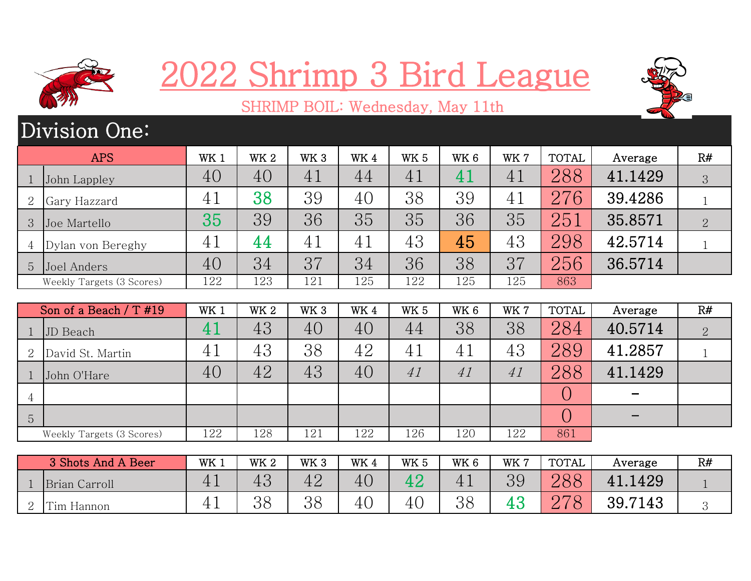# 2022 Shrimp 3 Bird League

SHRIMP BOIL: Wednesday, May 11th

## Division One:

| | APS | WK 1 | WK 2 | WK 3 | WK 4 | WK 5 | WK 6 | WK 7 | TOTAL | Average | R# |
|---|---|---|---|---|---|---|---|---|---|---|---|
| 1 | John Lappley | 40 | 40 | 41 | 44 | 41 | 41 | 41 | 288 | 41.1429 | 3 |
| 2 | Gary Hazzard | 41 | 38 | 39 | 40 | 38 | 39 | 41 | 276 | 39.4286 | 1 |
| 3 | Joe Martello | 35 | 39 | 36 | 35 | 35 | 36 | 35 | 251 | 35.8571 | 2 |
| 4 | Dylan von Bereghy | 41 | 44 | 41 | 41 | 43 | 45 | 43 | 298 | 42.5714 | 1 |
| 5 | Joel Anders | 40 | 34 | 37 | 34 | 36 | 38 | 37 | 256 | 36.5714 | |
| | Weekly Targets (3 Scores) | 122 | 123 | 121 | 125 | 122 | 125 | 125 | 863 | | |

| | Son of a Beach / T #19 | WK 1 | WK 2 | WK 3 | WK 4 | WK 5 | WK 6 | WK 7 | TOTAL | Average | R# |
|---|---|---|---|---|---|---|---|---|---|---|---|
| 1 | JD Beach | 41 | 43 | 40 | 40 | 44 | 38 | 38 | 284 | 40.5714 | 2 |
| 2 | David St. Martin | 41 | 43 | 38 | 42 | 41 | 41 | 43 | 289 | 41.2857 | 1 |
| 1 | John O'Hare | 40 | 42 | 43 | 40 | *41* | *41* | *41* | 288 | 41.1429 | |
| 4 | | | | | | | | | 0 | - | |
| 5 | | | | | | | | | 0 | - | |
| | Weekly Targets (3 Scores) | 122 | 128 | 121 | 122 | 126 | 120 | 122 | 861 | | |

| | 3 Shots And A Beer | WK 1 | WK 2 | WK 3 | WK 4 | WK 5 | WK 6 | WK 7 | TOTAL | Average | R# |
|---|---|---|---|---|---|---|---|---|---|---|---|
| 1 | Brian Carroll | 41 | 43 | 42 | 40 | 42 | 41 | 39 | 288 | 41.1429 | 1 |
| 2 | Tim Hannon | 41 | 38 | 38 | 40 | 40 | 38 | 43 | 278 | 39.7143 | 3 |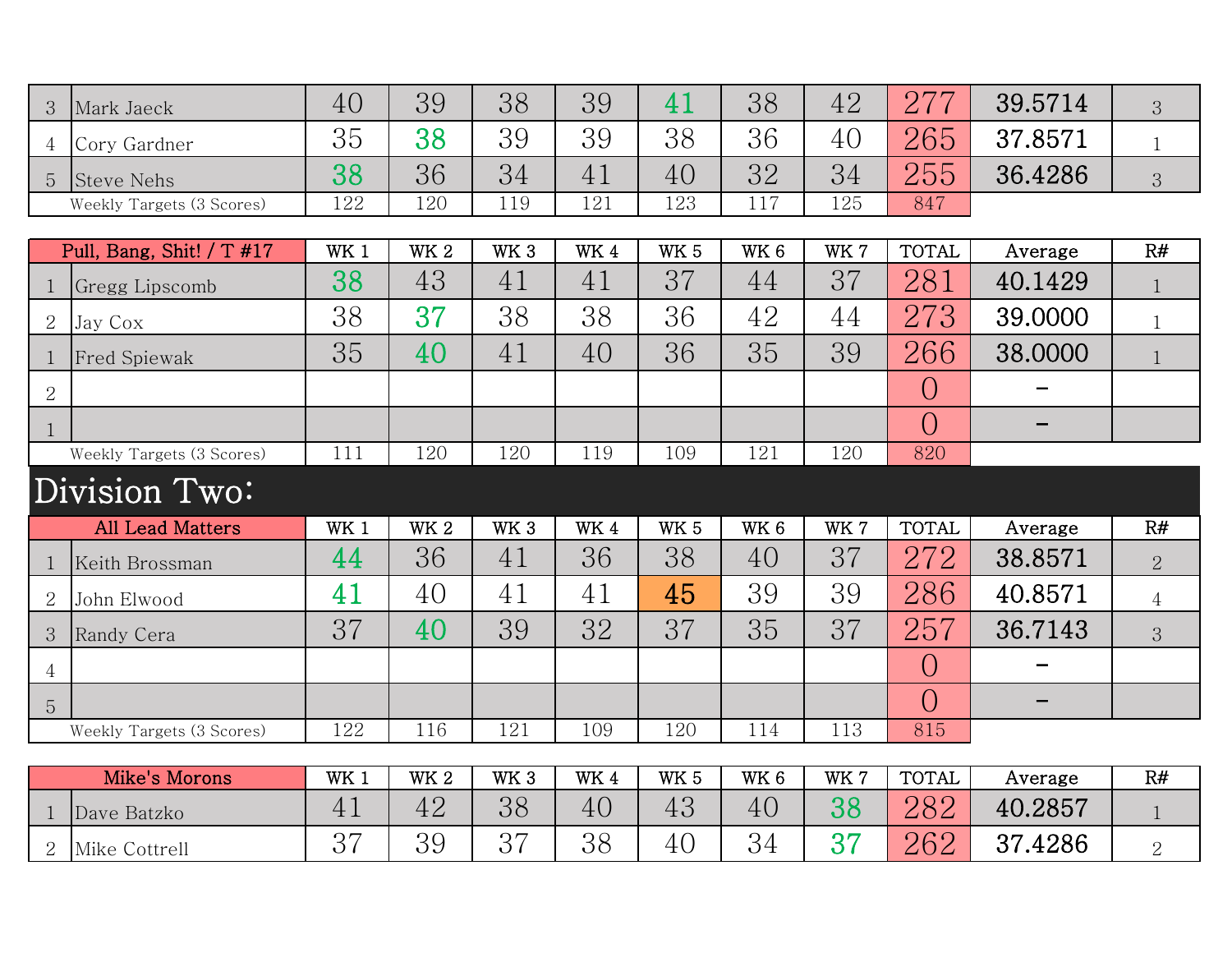| | | | | | | | | | | | |
|---|---|---|---|---|---|---|---|---|---|---|---|
| 3 | Mark Jaeck | 40 | 39 | 38 | 39 | 41 | 38 | 42 | 277 | 39.5714 | 3 |
| 4 | Cory Gardner | 35 | 38 | 39 | 39 | 38 | 36 | 40 | 265 | 37.8571 | 1 |
| 5 | Steve Nehs | 38 | 36 | 34 | 41 | 40 | 32 | 34 | 255 | 36.4286 | 3 |
| | Weekly Targets (3 Scores) | 122 | 120 | 119 | 121 | 123 | 117 | 125 | 847 | | |

| Pull, Bang, Shit! / T #17 | | WK 1 | WK 2 | WK 3 | WK 4 | WK 5 | WK 6 | WK 7 | TOTAL | Average | R# |
|---|---|---|---|---|---|---|---|---|---|---|---|
| 1 | Gregg Lipscomb | 38 | 43 | 41 | 41 | 37 | 44 | 37 | 281 | 40.1429 | 1 |
| 2 | Jay Cox | 38 | 37 | 38 | 38 | 36 | 42 | 44 | 273 | 39.0000 | 1 |
| 1 | Fred Spiewak | 35 | 40 | 41 | 40 | 36 | 35 | 39 | 266 | 38.0000 | 1 |
| 2 | | | | | | | | | 0 | - | |
| 1 | | | | | | | | | 0 | - | |
| | Weekly Targets (3 Scores) | 111 | 120 | 120 | 119 | 109 | 121 | 120 | 820 | | |

# Division Two:

| All Lead Matters | | WK 1 | WK 2 | WK 3 | WK 4 | WK 5 | WK 6 | WK 7 | TOTAL | Average | R# |
|---|---|---|---|---|---|---|---|---|---|---|---|
| 1 | Keith Brossman | 44 | 36 | 41 | 36 | 38 | 40 | 37 | 272 | 38.8571 | 2 |
| 2 | John Elwood | 41 | 40 | 41 | 41 | 45 | 39 | 39 | 286 | 40.8571 | 4 |
| 3 | Randy Cera | 37 | 40 | 39 | 32 | 37 | 35 | 37 | 257 | 36.7143 | 3 |
| 4 | | | | | | | | | 0 | - | |
| 5 | | | | | | | | | 0 | - | |
| | Weekly Targets (3 Scores) | 122 | 116 | 121 | 109 | 120 | 114 | 113 | 815 | | |

| Mike's Morons | | WK 1 | WK 2 | WK 3 | WK 4 | WK 5 | WK 6 | WK 7 | TOTAL | Average | R# |
|---|---|---|---|---|---|---|---|---|---|---|---|
| 1 | Dave Batzko | 41 | 42 | 38 | 40 | 43 | 40 | 38 | 282 | 40.2857 | 1 |
| 2 | Mike Cottrell | 37 | 39 | 37 | 38 | 40 | 34 | 37 | 262 | 37.4286 | 2 |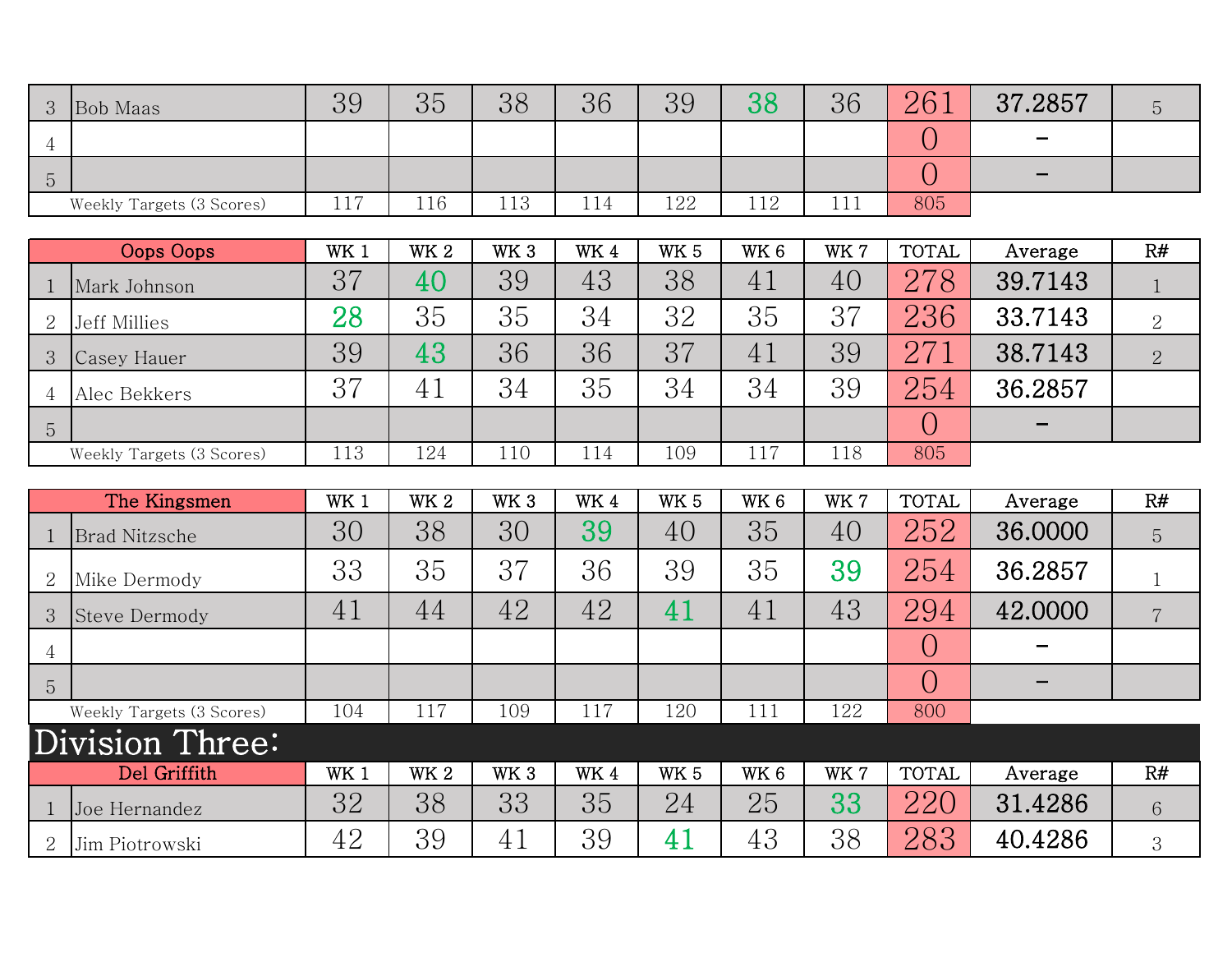| | | | | | | | | | | | |
|---|---|---|---|---|---|---|---|---|---|---|---|
| 3 | Bob Maas | 39 | 35 | 38 | 36 | 39 | 38 | 36 | 261 | 37.2857 | 5 |
| 4 | | | | | | | | | 0 | - | |
| 5 | | | | | | | | | 0 | - | |
| | Weekly Targets (3 Scores) | 117 | 116 | 113 | 114 | 122 | 112 | 111 | 805 | | |

| Oops Oops | | WK 1 | WK 2 | WK 3 | WK 4 | WK 5 | WK 6 | WK 7 | TOTAL | Average | R# |
|---|---|---|---|---|---|---|---|---|---|---|---|
| 1 | Mark Johnson | 37 | 40 | 39 | 43 | 38 | 41 | 40 | 278 | 39.7143 | 1 |
| 2 | Jeff Millies | 28 | 35 | 35 | 34 | 32 | 35 | 37 | 236 | 33.7143 | 2 |
| 3 | Casey Hauer | 39 | 43 | 36 | 36 | 37 | 41 | 39 | 271 | 38.7143 | 2 |
| 4 | Alec Bekkers | 37 | 41 | 34 | 35 | 34 | 34 | 39 | 254 | 36.2857 | |
| 5 | | | | | | | | | 0 | - | |
| | Weekly Targets (3 Scores) | 113 | 124 | 110 | 114 | 109 | 117 | 118 | 805 | | |

| The Kingsmen | | WK 1 | WK 2 | WK 3 | WK 4 | WK 5 | WK 6 | WK 7 | TOTAL | Average | R# |
|---|---|---|---|---|---|---|---|---|---|---|---|
| 1 | Brad Nitzsche | 30 | 38 | 30 | 39 | 40 | 35 | 40 | 252 | 36.0000 | 5 |
| 2 | Mike Dermody | 33 | 35 | 37 | 36 | 39 | 35 | 39 | 254 | 36.2857 | 1 |
| 3 | Steve Dermody | 41 | 44 | 42 | 42 | 41 | 41 | 43 | 294 | 42.0000 | 7 |
| 4 | | | | | | | | | 0 | - | |
| 5 | | | | | | | | | 0 | - | |
| | Weekly Targets (3 Scores) | 104 | 117 | 109 | 117 | 120 | 111 | 122 | 800 | | |

# Division Three:

| Del Griffith | | WK 1 | WK 2 | WK 3 | WK 4 | WK 5 | WK 6 | WK 7 | TOTAL | Average | R# |
|---|---|---|---|---|---|---|---|---|---|---|---|
| 1 | Joe Hernandez | 32 | 38 | 33 | 35 | 24 | 25 | 33 | 220 | 31.4286 | 6 |
| 2 | Jim Piotrowski | 42 | 39 | 41 | 39 | 41 | 43 | 38 | 283 | 40.4286 | 3 |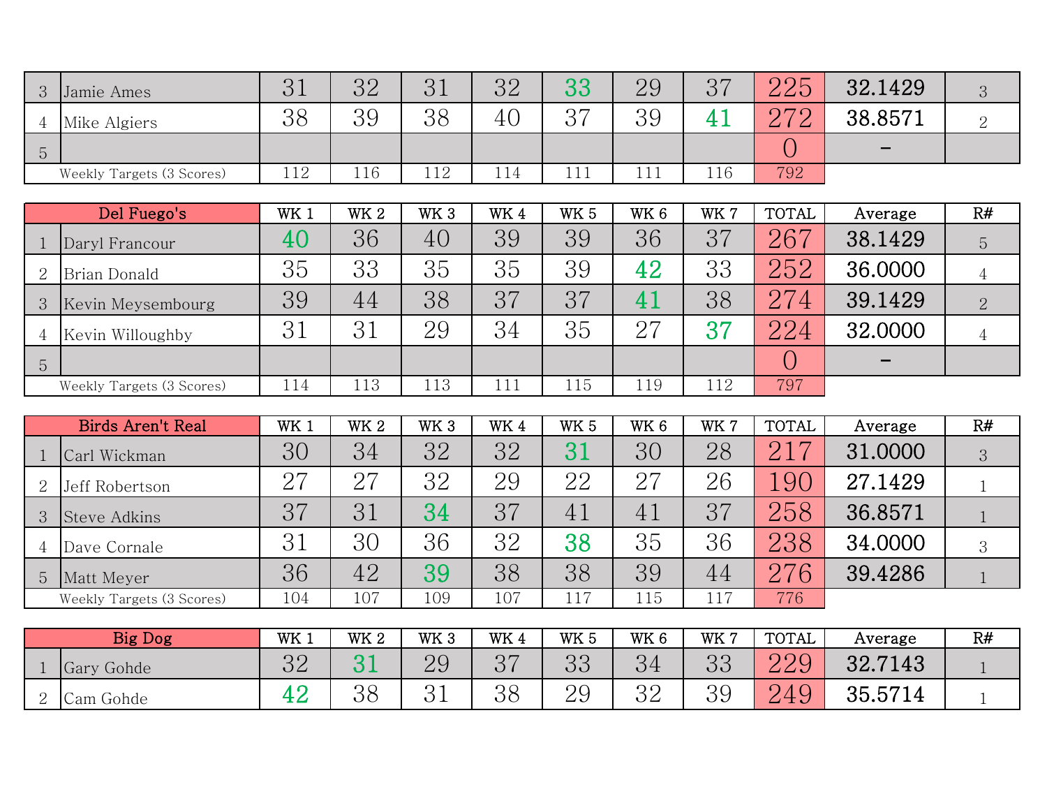| | | WK 1 | WK 2 | WK 3 | WK 4 | WK 5 | WK 6 | WK 7 | TOTAL | Average | R# |
|---|---|---|---|---|---|---|---|---|---|---|---|
| 3 | Jamie Ames | 31 | 32 | 31 | 32 | 33 | 29 | 37 | 225 | 32.1429 | 3 |
| 4 | Mike Algiers | 38 | 39 | 38 | 40 | 37 | 39 | 41 | 272 | 38.8571 | 2 |
| 5 | | | | | | | | | 0 | - | |
| | Weekly Targets (3 Scores) | 112 | 116 | 112 | 114 | 111 | 111 | 116 | 792 | | |

| Del Fuego's | | WK 1 | WK 2 | WK 3 | WK 4 | WK 5 | WK 6 | WK 7 | TOTAL | Average | R# |
|---|---|---|---|---|---|---|---|---|---|---|---|
| 1 | Daryl Francour | 40 | 36 | 40 | 39 | 39 | 36 | 37 | 267 | 38.1429 | 5 |
| 2 | Brian Donald | 35 | 33 | 35 | 35 | 39 | 42 | 33 | 252 | 36.0000 | 4 |
| 3 | Kevin Meysembourg | 39 | 44 | 38 | 37 | 37 | 41 | 38 | 274 | 39.1429 | 2 |
| 4 | Kevin Willoughby | 31 | 31 | 29 | 34 | 35 | 27 | 37 | 224 | 32.0000 | 4 |
| 5 | | | | | | | | | 0 | - | |
| | Weekly Targets (3 Scores) | 114 | 113 | 113 | 111 | 115 | 119 | 112 | 797 | | |

| Birds Aren't Real | | WK 1 | WK 2 | WK 3 | WK 4 | WK 5 | WK 6 | WK 7 | TOTAL | Average | R# |
|---|---|---|---|---|---|---|---|---|---|---|---|
| 1 | Carl Wickman | 30 | 34 | 32 | 32 | 31 | 30 | 28 | 217 | 31.0000 | 3 |
| 2 | Jeff Robertson | 27 | 27 | 32 | 29 | 22 | 27 | 26 | 190 | 27.1429 | 1 |
| 3 | Steve Adkins | 37 | 31 | 34 | 37 | 41 | 41 | 37 | 258 | 36.8571 | 1 |
| 4 | Dave Cornale | 31 | 30 | 36 | 32 | 38 | 35 | 36 | 238 | 34.0000 | 3 |
| 5 | Matt Meyer | 36 | 42 | 39 | 38 | 38 | 39 | 44 | 276 | 39.4286 | 1 |
| | Weekly Targets (3 Scores) | 104 | 107 | 109 | 107 | 117 | 115 | 117 | 776 | | |

| Big Dog | | WK 1 | WK 2 | WK 3 | WK 4 | WK 5 | WK 6 | WK 7 | TOTAL | Average | R# |
|---|---|---|---|---|---|---|---|---|---|---|---|
| 1 | Gary Gohde | 32 | 31 | 29 | 37 | 33 | 34 | 33 | 229 | 32.7143 | 1 |
| 2 | Cam Gohde | 42 | 38 | 31 | 38 | 29 | 32 | 39 | 249 | 35.5714 | 1 |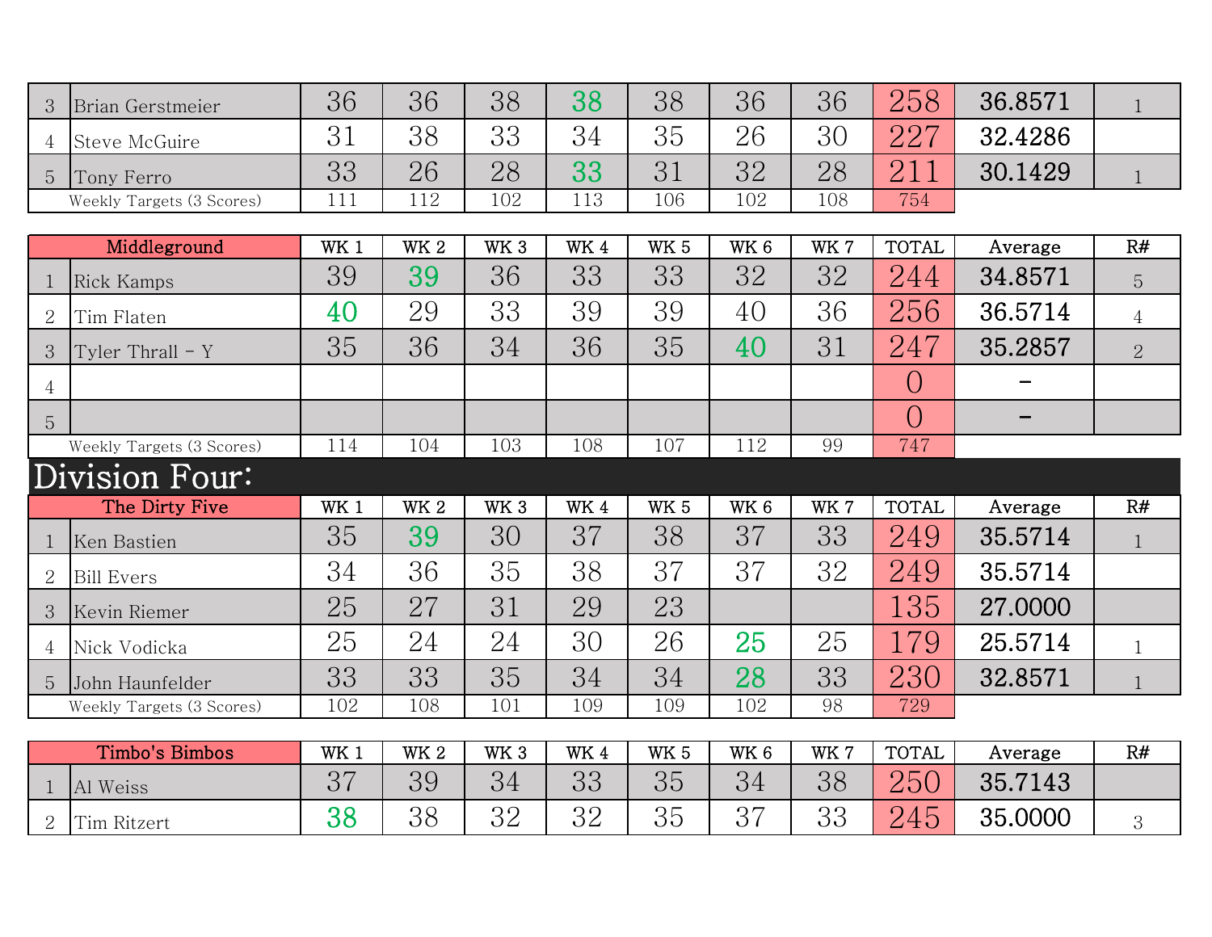| | | | | | | | | | | | |
|---|---|---|---|---|---|---|---|---|---|---|---|
| 3 | Brian Gerstmeier | 36 | 36 | 38 | 38 | 38 | 36 | 36 | 258 | 36.8571 | 1 |
| 4 | Steve McGuire | 31 | 38 | 33 | 34 | 35 | 26 | 30 | 227 | 32.4286 | |
| 5 | Tony Ferro | 33 | 26 | 28 | 33 | 31 | 32 | 28 | 211 | 30.1429 | 1 |
| | Weekly Targets (3 Scores) | 111 | 112 | 102 | 113 | 106 | 102 | 108 | 754 | | |

| | Middleground | WK 1 | WK 2 | WK 3 | WK 4 | WK 5 | WK 6 | WK 7 | TOTAL | Average | R# |
|---|---|---|---|---|---|---|---|---|---|---|---|
| 1 | Rick Kamps | 39 | 39 | 36 | 33 | 33 | 32 | 32 | 244 | 34.8571 | 5 |
| 2 | Tim Flaten | 40 | 29 | 33 | 39 | 39 | 40 | 36 | 256 | 36.5714 | 4 |
| 3 | Tyler Thrall - Y | 35 | 36 | 34 | 36 | 35 | 40 | 31 | 247 | 35.2857 | 2 |
| 4 | | | | | | | | | 0 | - | |
| 5 | | | | | | | | | 0 | - | |
| | Weekly Targets (3 Scores) | 114 | 104 | 103 | 108 | 107 | 112 | 99 | 747 | | |

# Division Four:

| | The Dirty Five | WK 1 | WK 2 | WK 3 | WK 4 | WK 5 | WK 6 | WK 7 | TOTAL | Average | R# |
|---|---|---|---|---|---|---|---|---|---|---|---|
| 1 | Ken Bastien | 35 | 39 | 30 | 37 | 38 | 37 | 33 | 249 | 35.5714 | 1 |
| 2 | Bill Evers | 34 | 36 | 35 | 38 | 37 | 37 | 32 | 249 | 35.5714 | |
| 3 | Kevin Riemer | 25 | 27 | 31 | 29 | 23 | | | 135 | 27.0000 | |
| 4 | Nick Vodicka | 25 | 24 | 24 | 30 | 26 | 25 | 25 | 179 | 25.5714 | 1 |
| 5 | John Haunfelder | 33 | 33 | 35 | 34 | 34 | 28 | 33 | 230 | 32.8571 | 1 |
| | Weekly Targets (3 Scores) | 102 | 108 | 101 | 109 | 109 | 102 | 98 | 729 | | |

| | Timbo's Bimbos | WK 1 | WK 2 | WK 3 | WK 4 | WK 5 | WK 6 | WK 7 | TOTAL | Average | R# |
|---|---|---|---|---|---|---|---|---|---|---|---|
| 1 | Al Weiss | 37 | 39 | 34 | 33 | 35 | 34 | 38 | 250 | 35.7143 | |
| 2 | Tim Ritzert | 38 | 38 | 32 | 32 | 35 | 37 | 33 | 245 | 35.0000 | 3 |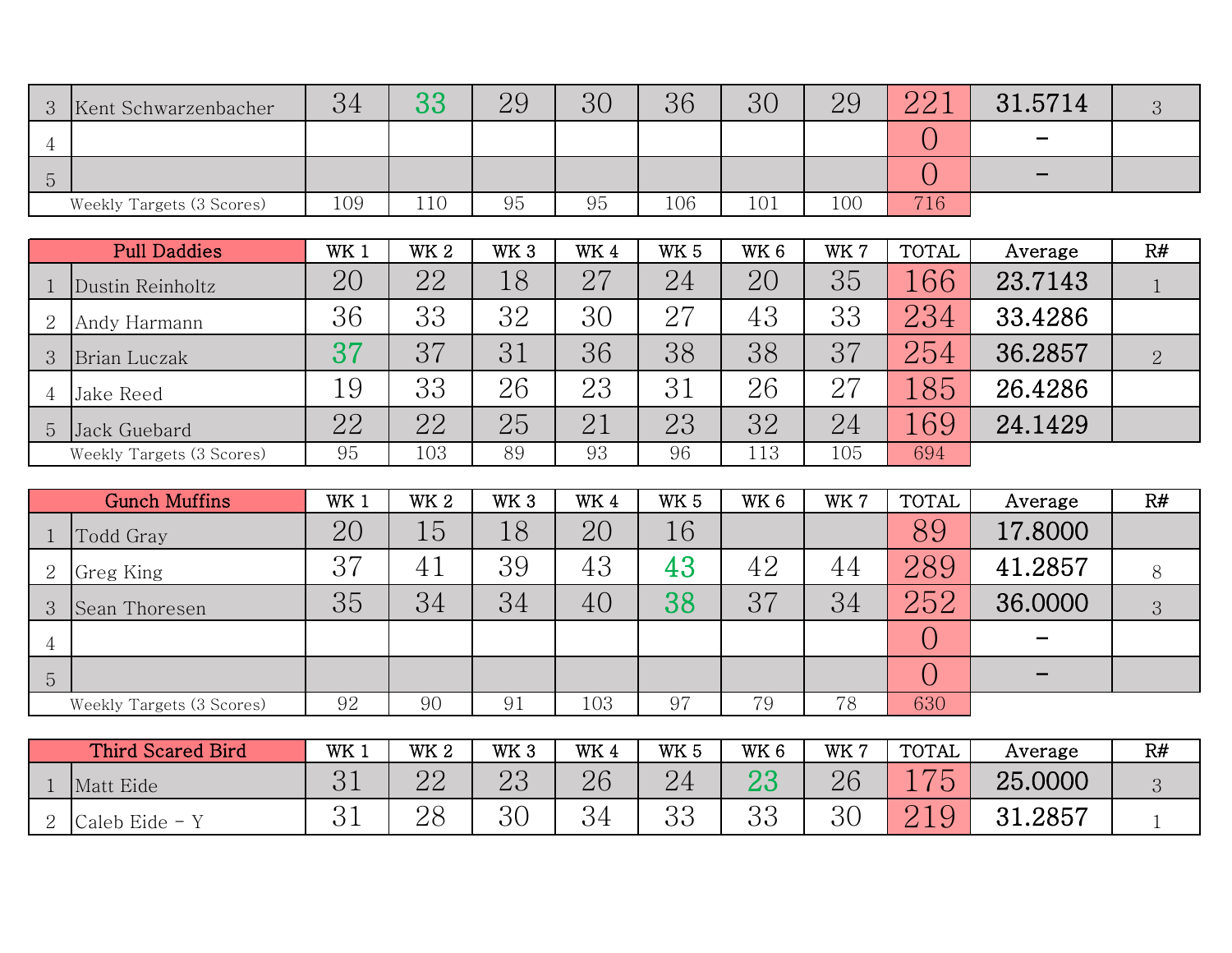| | | | | | | | | | | | |
|---|---|---|---|---|---|---|---|---|---|---|---|
| 3 | Kent Schwarzenbacher | 34 | 33 | 29 | 30 | 36 | 30 | 29 | 221 | 31.5714 | 3 |
| 4 | | | | | | | | | 0 | - | |
| 5 | | | | | | | | | 0 | - | |
| | Weekly Targets (3 Scores) | 109 | 110 | 95 | 95 | 106 | 101 | 100 | 716 | | |

| Pull Daddies | | WK 1 | WK 2 | WK 3 | WK 4 | WK 5 | WK 6 | WK 7 | TOTAL | Average | R# |
|---|---|---|---|---|---|---|---|---|---|---|---|
| 1 | Dustin Reinholtz | 20 | 22 | 18 | 27 | 24 | 20 | 35 | 166 | 23.7143 | 1 |
| 2 | Andy Harmann | 36 | 33 | 32 | 30 | 27 | 43 | 33 | 234 | 33.4286 | |
| 3 | Brian Luczak | 37 | 37 | 31 | 36 | 38 | 38 | 37 | 254 | 36.2857 | 2 |
| 4 | Jake Reed | 19 | 33 | 26 | 23 | 31 | 26 | 27 | 185 | 26.4286 | |
| 5 | Jack Guebard | 22 | 22 | 25 | 21 | 23 | 32 | 24 | 169 | 24.1429 | |
| | Weekly Targets (3 Scores) | 95 | 103 | 89 | 93 | 96 | 113 | 105 | 694 | | |

| Gunch Muffins | | WK 1 | WK 2 | WK 3 | WK 4 | WK 5 | WK 6 | WK 7 | TOTAL | Average | R# |
|---|---|---|---|---|---|---|---|---|---|---|---|
| 1 | Todd Gray | 20 | 15 | 18 | 20 | 16 | | | 89 | 17.8000 | |
| 2 | Greg King | 37 | 41 | 39 | 43 | 43 | 42 | 44 | 289 | 41.2857 | 8 |
| 3 | Sean Thoresen | 35 | 34 | 34 | 40 | 38 | 37 | 34 | 252 | 36.0000 | 3 |
| 4 | | | | | | | | | 0 | - | |
| 5 | | | | | | | | | 0 | - | |
| | Weekly Targets (3 Scores) | 92 | 90 | 91 | 103 | 97 | 79 | 78 | 630 | | |

| Third Scared Bird | | WK 1 | WK 2 | WK 3 | WK 4 | WK 5 | WK 6 | WK 7 | TOTAL | Average | R# |
|---|---|---|---|---|---|---|---|---|---|---|---|
| 1 | Matt Eide | 31 | 22 | 23 | 26 | 24 | 23 | 26 | 175 | 25.0000 | 3 |
| 2 | Caleb Eide - Y | 31 | 28 | 30 | 34 | 33 | 33 | 30 | 219 | 31.2857 | 1 |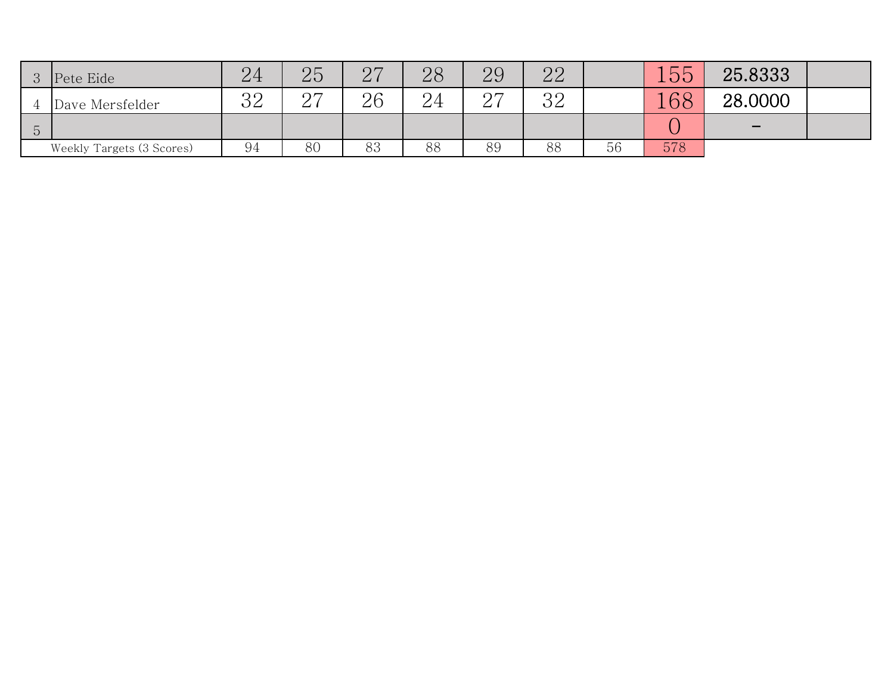| | | | | | | | | | | | |
|---|---|---|---|---|---|---|---|---|---|---|---|
| 3 | Pete Eide | 24 | 25 | 27 | 28 | 29 | 22 | | 155 | 25.8333 | |
| 4 | Dave Mersfelder | 32 | 27 | 26 | 24 | 27 | 32 | | 168 | 28.0000 | |
| 5 | | | | | | | | | 0 | - | |
| Weekly Targets (3 Scores) | | 94 | 80 | 83 | 88 | 89 | 88 | 56 | 578 | | |